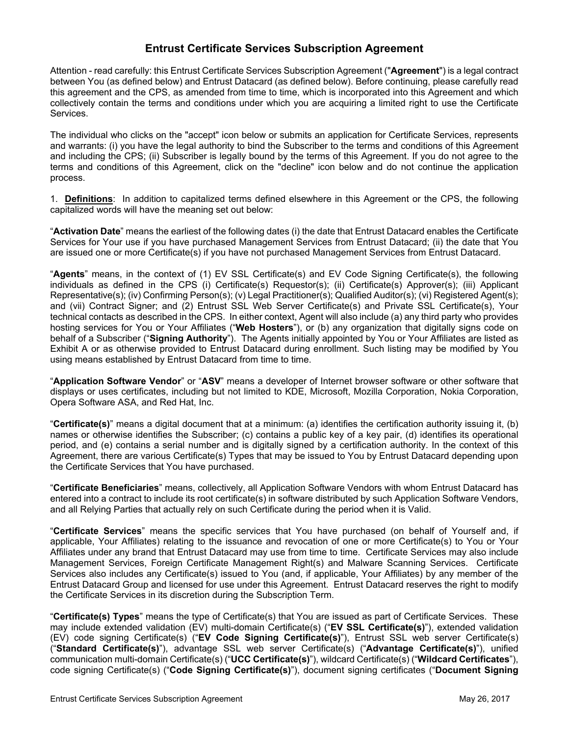# Entrust Certificate Services Subscription Agreement

Attention - read carefully: this Entrust Certificate Services Subscription Agreement ("**Agreement**") is a legal contract between You (as defined below) and Entrust Datacard (as defined below). Before continuing, please carefully read this agreement and the CPS, as amended from time to time, which is incorporated into this Agreement and which collectively contain the terms and conditions under which you are acquiring a limited right to use the Certificate Services.

The individual who clicks on the "accept" icon below or submits an application for Certificate Services, represents and warrants: (i) you have the legal authority to bind the Subscriber to the terms and conditions of this Agreement and including the CPS; (ii) Subscriber is legally bound by the terms of this Agreement. If you do not agree to the terms and conditions of this Agreement, click on the "decline" icon below and do not continue the application process.

1. **Definitions**: In addition to capitalized terms defined elsewhere in this Agreement or the CPS, the following capitalized words will have the meaning set out below:

"**Activation Date**" means the earliest of the following dates (i) the date that Entrust Datacard enables the Certificate Services for Your use if you have purchased Management Services from Entrust Datacard; (ii) the date that You are issued one or more Certificate(s) if you have not purchased Management Services from Entrust Datacard.

"**Agents**" means, in the context of (1) EV SSL Certificate(s) and EV Code Signing Certificate(s), the following individuals as defined in the CPS (i) Certificate(s) Requestor(s); (ii) Certificate(s) Approver(s); (iii) Applicant Representative(s); (iv) Confirming Person(s); (v) Legal Practitioner(s); Qualified Auditor(s); (vi) Registered Agent(s); and (vii) Contract Signer; and (2) Entrust SSL Web Server Certificate(s) and Private SSL Certificate(s), Your technical contacts as described in the CPS. In either context, Agent will also include (a) any third party who provides hosting services for You or Your Affiliates ("**Web Hosters**"), or (b) any organization that digitally signs code on behalf of a Subscriber ("**Signing Authority**"). The Agents initially appointed by You or Your Affiliates are listed as Exhibit A or as otherwise provided to Entrust Datacard during enrollment. Such listing may be modified by You using means established by Entrust Datacard from time to time.

"**Application Software Vendor**" or "**ASV**" means a developer of Internet browser software or other software that displays or uses certificates, including but not limited to KDE, Microsoft, Mozilla Corporation, Nokia Corporation, Opera Software ASA, and Red Hat, Inc.

"**Certificate(s)**" means a digital document that at a minimum: (a) identifies the certification authority issuing it, (b) names or otherwise identifies the Subscriber; (c) contains a public key of a key pair, (d) identifies its operational period, and (e) contains a serial number and is digitally signed by a certification authority. In the context of this Agreement, there are various Certificate(s) Types that may be issued to You by Entrust Datacard depending upon the Certificate Services that You have purchased.

"**Certificate Beneficiaries**" means, collectively, all Application Software Vendors with whom Entrust Datacard has entered into a contract to include its root certificate(s) in software distributed by such Application Software Vendors, and all Relying Parties that actually rely on such Certificate during the period when it is Valid.

"**Certificate Services**" means the specific services that You have purchased (on behalf of Yourself and, if applicable, Your Affiliates) relating to the issuance and revocation of one or more Certificate(s) to You or Your Affiliates under any brand that Entrust Datacard may use from time to time. Certificate Services may also include Management Services, Foreign Certificate Management Right(s) and Malware Scanning Services. Certificate Services also includes any Certificate(s) issued to You (and, if applicable, Your Affiliates) by any member of the Entrust Datacard Group and licensed for use under this Agreement. Entrust Datacard reserves the right to modify the Certificate Services in its discretion during the Subscription Term.

"**Certificate(s) Types**" means the type of Certificate(s) that You are issued as part of Certificate Services. These may include extended validation (EV) multi-domain Certificate(s) ("**EV SSL Certificate(s)**"), extended validation (EV) code signing Certificate(s) ("**EV Code Signing Certificate(s)**"), Entrust SSL web server Certificate(s) ("**Standard Certificate(s)**"), advantage SSL web server Certificate(s) ("**Advantage Certificate(s)**"), unified communication multi-domain Certificate(s) ("**UCC Certificate(s)**"), wildcard Certificate(s) ("**Wildcard Certificates**"), code signing Certificate(s) ("**Code Signing Certificate(s)**"), document signing certificates ("**Document Signing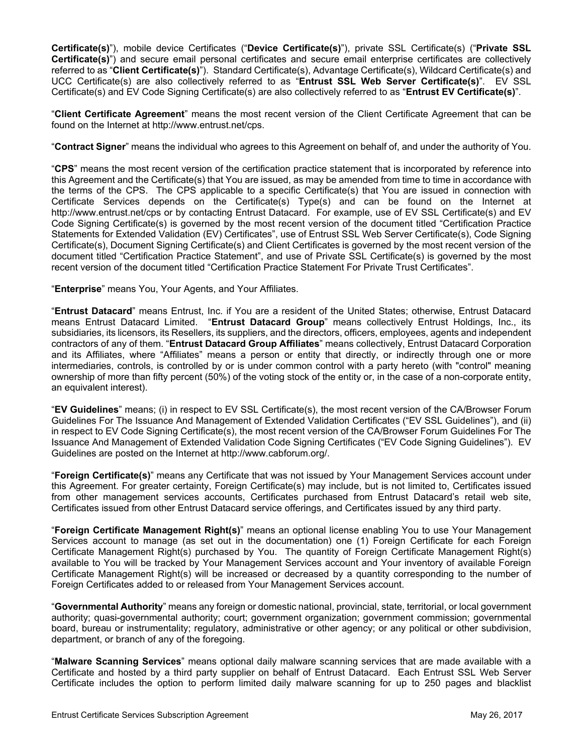**Certificate(s)**"), mobile device Certificates ("**Device Certificate(s)**"), private SSL Certificate(s) ("**Private SSL Certificate(s)**") and secure email personal certificates and secure email enterprise certificates are collectively referred to as "**Client Certificate(s)**"). Standard Certificate(s), Advantage Certificate(s), Wildcard Certificate(s) and UCC Certificate(s) are also collectively referred to as "**Entrust SSL Web Server Certificate(s)**". EV SSL Certificate(s) and EV Code Signing Certificate(s) are also collectively referred to as "**Entrust EV Certificate(s)**".

"**Client Certificate Agreement**" means the most recent version of the Client Certificate Agreement that can be found on the Internet at http://www.entrust.net/cps.

"**Contract Signer**" means the individual who agrees to this Agreement on behalf of, and under the authority of You.

"**CPS**" means the most recent version of the certification practice statement that is incorporated by reference into this Agreement and the Certificate(s) that You are issued, as may be amended from time to time in accordance with the terms of the CPS. The CPS applicable to a specific Certificate(s) that You are issued in connection with Certificate Services depends on the Certificate(s) Type(s) and can be found on the Internet at http://www.entrust.net/cps or by contacting Entrust Datacard. For example, use of EV SSL Certificate(s) and EV Code Signing Certificate(s) is governed by the most recent version of the document titled "Certification Practice Statements for Extended Validation (EV) Certificates", use of Entrust SSL Web Server Certificate(s), Code Signing Certificate(s), Document Signing Certificate(s) and Client Certificates is governed by the most recent version of the document titled "Certification Practice Statement", and use of Private SSL Certificate(s) is governed by the most recent version of the document titled "Certification Practice Statement For Private Trust Certificates".

"**Enterprise**" means You, Your Agents, and Your Affiliates.

"**Entrust Datacard**" means Entrust, Inc. if You are a resident of the United States; otherwise, Entrust Datacard means Entrust Datacard Limited. "**Entrust Datacard Group**" means collectively Entrust Holdings, Inc., its subsidiaries, its licensors, its Resellers, its suppliers, and the directors, officers, employees, agents and independent contractors of any of them. "**Entrust Datacard Group Affiliates**" means collectively, Entrust Datacard Corporation and its Affiliates, where "Affiliates" means a person or entity that directly, or indirectly through one or more intermediaries, controls, is controlled by or is under common control with a party hereto (with "control" meaning ownership of more than fifty percent (50%) of the voting stock of the entity or, in the case of a non-corporate entity, an equivalent interest).

"**EV Guidelines**" means; (i) in respect to EV SSL Certificate(s), the most recent version of the CA/Browser Forum Guidelines For The Issuance And Management of Extended Validation Certificates ("EV SSL Guidelines"), and (ii) in respect to EV Code Signing Certificate(s), the most recent version of the CA/Browser Forum Guidelines For The Issuance And Management of Extended Validation Code Signing Certificates ("EV Code Signing Guidelines"). EV Guidelines are posted on the Internet at http://www.cabforum.org/.

"**Foreign Certificate(s)**" means any Certificate that was not issued by Your Management Services account under this Agreement. For greater certainty, Foreign Certificate(s) may include, but is not limited to, Certificates issued from other management services accounts, Certificates purchased from Entrust Datacard's retail web site, Certificates issued from other Entrust Datacard service offerings, and Certificates issued by any third party.

"**Foreign Certificate Management Right(s)**" means an optional license enabling You to use Your Management Services account to manage (as set out in the documentation) one (1) Foreign Certificate for each Foreign Certificate Management Right(s) purchased by You. The quantity of Foreign Certificate Management Right(s) available to You will be tracked by Your Management Services account and Your inventory of available Foreign Certificate Management Right(s) will be increased or decreased by a quantity corresponding to the number of Foreign Certificates added to or released from Your Management Services account.

"**Governmental Authority**" means any foreign or domestic national, provincial, state, territorial, or local government authority; quasi-governmental authority; court; government organization; government commission; governmental board, bureau or instrumentality; regulatory, administrative or other agency; or any political or other subdivision, department, or branch of any of the foregoing.

"**Malware Scanning Services**" means optional daily malware scanning services that are made available with a Certificate and hosted by a third party supplier on behalf of Entrust Datacard. Each Entrust SSL Web Server Certificate includes the option to perform limited daily malware scanning for up to 250 pages and blacklist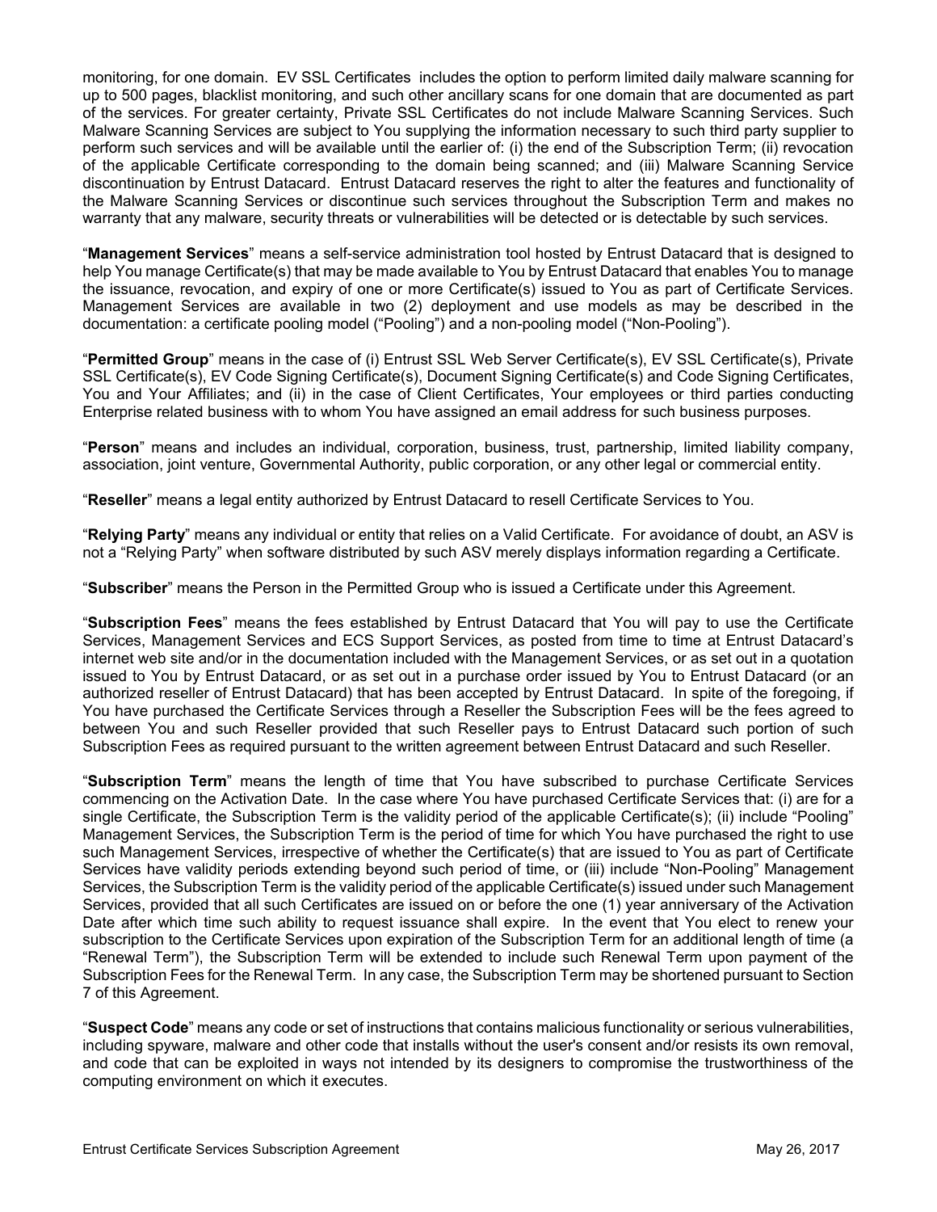monitoring, for one domain. EV SSL Certificates includes the option to perform limited daily malware scanning for up to 500 pages, blacklist monitoring, and such other ancillary scans for one domain that are documented as part of the services. For greater certainty, Private SSL Certificates do not include Malware Scanning Services. Such Malware Scanning Services are subject to You supplying the information necessary to such third party supplier to perform such services and will be available until the earlier of: (i) the end of the Subscription Term; (ii) revocation of the applicable Certificate corresponding to the domain being scanned; and (iii) Malware Scanning Service discontinuation by Entrust Datacard. Entrust Datacard reserves the right to alter the features and functionality of the Malware Scanning Services or discontinue such services throughout the Subscription Term and makes no warranty that any malware, security threats or vulnerabilities will be detected or is detectable by such services.

"**Management Services**" means a self-service administration tool hosted by Entrust Datacard that is designed to help You manage Certificate(s) that may be made available to You by Entrust Datacard that enables You to manage the issuance, revocation, and expiry of one or more Certificate(s) issued to You as part of Certificate Services. Management Services are available in two (2) deployment and use models as may be described in the documentation: a certificate pooling model ("Pooling") and a non-pooling model ("Non-Pooling").

"**Permitted Group**" means in the case of (i) Entrust SSL Web Server Certificate(s), EV SSL Certificate(s), Private SSL Certificate(s), EV Code Signing Certificate(s), Document Signing Certificate(s) and Code Signing Certificates, You and Your Affiliates; and (ii) in the case of Client Certificates, Your employees or third parties conducting Enterprise related business with to whom You have assigned an email address for such business purposes.

"**Person**" means and includes an individual, corporation, business, trust, partnership, limited liability company, association, joint venture, Governmental Authority, public corporation, or any other legal or commercial entity.

"**Reseller**" means a legal entity authorized by Entrust Datacard to resell Certificate Services to You.

"**Relying Party**" means any individual or entity that relies on a Valid Certificate. For avoidance of doubt, an ASV is not a "Relying Party" when software distributed by such ASV merely displays information regarding a Certificate.

"**Subscriber**" means the Person in the Permitted Group who is issued a Certificate under this Agreement.

"**Subscription Fees**" means the fees established by Entrust Datacard that You will pay to use the Certificate Services, Management Services and ECS Support Services, as posted from time to time at Entrust Datacard's internet web site and/or in the documentation included with the Management Services, or as set out in a quotation issued to You by Entrust Datacard, or as set out in a purchase order issued by You to Entrust Datacard (or an authorized reseller of Entrust Datacard) that has been accepted by Entrust Datacard. In spite of the foregoing, if You have purchased the Certificate Services through a Reseller the Subscription Fees will be the fees agreed to between You and such Reseller provided that such Reseller pays to Entrust Datacard such portion of such Subscription Fees as required pursuant to the written agreement between Entrust Datacard and such Reseller.

"**Subscription Term**" means the length of time that You have subscribed to purchase Certificate Services commencing on the Activation Date. In the case where You have purchased Certificate Services that: (i) are for a single Certificate, the Subscription Term is the validity period of the applicable Certificate(s); (ii) include "Pooling" Management Services, the Subscription Term is the period of time for which You have purchased the right to use such Management Services, irrespective of whether the Certificate(s) that are issued to You as part of Certificate Services have validity periods extending beyond such period of time, or (iii) include "Non-Pooling" Management Services, the Subscription Term is the validity period of the applicable Certificate(s) issued under such Management Services, provided that all such Certificates are issued on or before the one (1) year anniversary of the Activation Date after which time such ability to request issuance shall expire. In the event that You elect to renew your subscription to the Certificate Services upon expiration of the Subscription Term for an additional length of time (a "Renewal Term"), the Subscription Term will be extended to include such Renewal Term upon payment of the Subscription Fees for the Renewal Term. In any case, the Subscription Term may be shortened pursuant to Section 7 of this Agreement.

"**Suspect Code**" means any code or set of instructions that contains malicious functionality or serious vulnerabilities, including spyware, malware and other code that installs without the user's consent and/or resists its own removal, and code that can be exploited in ways not intended by its designers to compromise the trustworthiness of the computing environment on which it executes.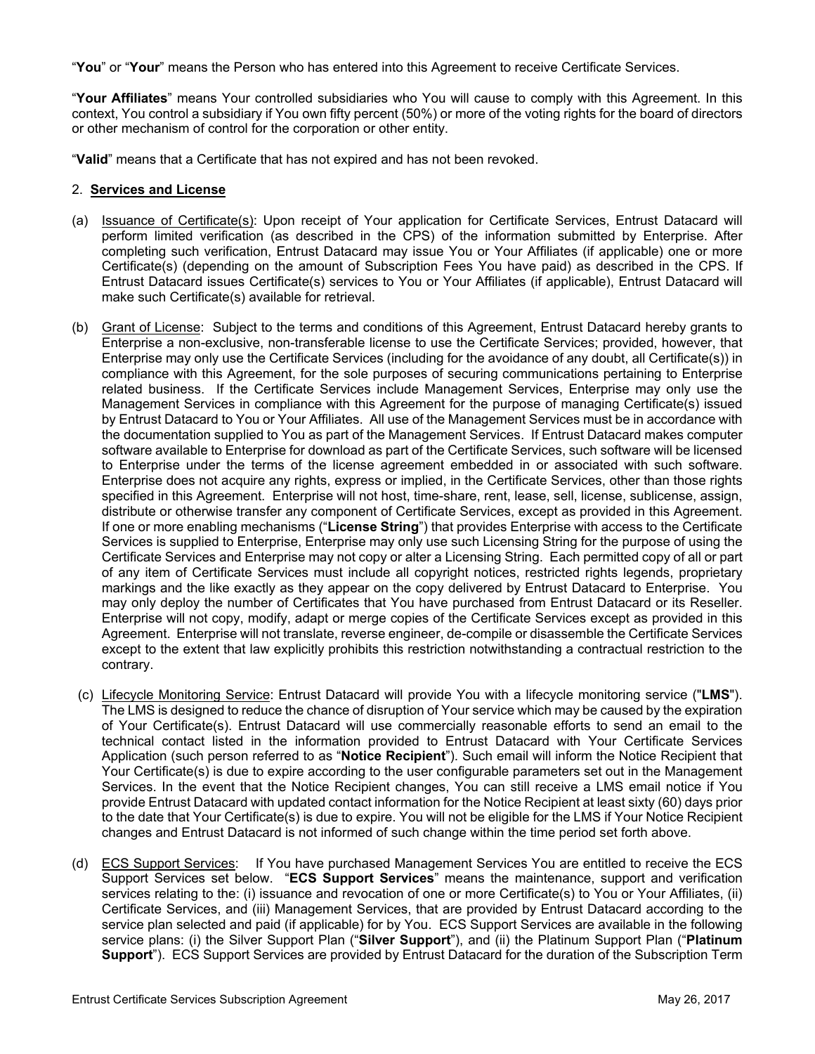"**You**" or "**Your**" means the Person who has entered into this Agreement to receive Certificate Services.

"**Your Affiliates**" means Your controlled subsidiaries who You will cause to comply with this Agreement. In this context, You control a subsidiary if You own fifty percent (50%) or more of the voting rights for the board of directors or other mechanism of control for the corporation or other entity.

"**Valid**" means that a Certificate that has not expired and has not been revoked.

## 2. Services and License

(a) Issuance of Certificate(s): Upon receipt of Your application for Certificate Services, Entrust Datacard will perform limited verification (as described in the CPS) of the information submitted by Enterprise. After completing such verification, Entrust Datacard may issue You or Your Affiliates (if applicable) one or more Certificate(s) (depending on the amount of Subscription Fees You have paid) as described in the CPS. If Entrust Datacard issues Certificate(s) services to You or Your Affiliates (if applicable), Entrust Datacard will make such Certificate(s) available for retrieval.

(b) Grant of License: Subject to the terms and conditions of this Agreement, Entrust Datacard hereby grants to Enterprise a non-exclusive, non-transferable license to use the Certificate Services; provided, however, that Enterprise may only use the Certificate Services (including for the avoidance of any doubt, all Certificate(s)) in compliance with this Agreement, for the sole purposes of securing communications pertaining to Enterprise related business. If the Certificate Services include Management Services, Enterprise may only use the Management Services in compliance with this Agreement for the purpose of managing Certificate(s) issued by Entrust Datacard to You or Your Affiliates. All use of the Management Services must be in accordance with the documentation supplied to You as part of the Management Services. If Entrust Datacard makes computer software available to Enterprise for download as part of the Certificate Services, such software will be licensed to Enterprise under the terms of the license agreement embedded in or associated with such software. Enterprise does not acquire any rights, express or implied, in the Certificate Services, other than those rights specified in this Agreement. Enterprise will not host, time-share, rent, lease, sell, license, sublicense, assign, distribute or otherwise transfer any component of Certificate Services, except as provided in this Agreement. If one or more enabling mechanisms ("**License String**") that provides Enterprise with access to the Certificate Services is supplied to Enterprise, Enterprise may only use such Licensing String for the purpose of using the Certificate Services and Enterprise may not copy or alter a Licensing String. Each permitted copy of all or part of any item of Certificate Services must include all copyright notices, restricted rights legends, proprietary markings and the like exactly as they appear on the copy delivered by Entrust Datacard to Enterprise. You may only deploy the number of Certificates that You have purchased from Entrust Datacard or its Reseller. Enterprise will not copy, modify, adapt or merge copies of the Certificate Services except as provided in this Agreement. Enterprise will not translate, reverse engineer, de-compile or disassemble the Certificate Services except to the extent that law explicitly prohibits this restriction notwithstanding a contractual restriction to the contrary.

(c) Lifecycle Monitoring Service: Entrust Datacard will provide You with a lifecycle monitoring service ("**LMS**"). The LMS is designed to reduce the chance of disruption of Your service which may be caused by the expiration of Your Certificate(s). Entrust Datacard will use commercially reasonable efforts to send an email to the technical contact listed in the information provided to Entrust Datacard with Your Certificate Services Application (such person referred to as "**Notice Recipient**"). Such email will inform the Notice Recipient that Your Certificate(s) is due to expire according to the user configurable parameters set out in the Management Services. In the event that the Notice Recipient changes, You can still receive a LMS email notice if You provide Entrust Datacard with updated contact information for the Notice Recipient at least sixty (60) days prior to the date that Your Certificate(s) is due to expire. You will not be eligible for the LMS if Your Notice Recipient changes and Entrust Datacard is not informed of such change within the time period set forth above.

(d) ECS Support Services: If You have purchased Management Services You are entitled to receive the ECS Support Services set below. "**ECS Support Services**" means the maintenance, support and verification services relating to the: (i) issuance and revocation of one or more Certificate(s) to You or Your Affiliates, (ii) Certificate Services, and (iii) Management Services, that are provided by Entrust Datacard according to the service plan selected and paid (if applicable) for by You. ECS Support Services are available in the following service plans: (i) the Silver Support Plan ("**Silver Support**"), and (ii) the Platinum Support Plan ("**Platinum Support**"). ECS Support Services are provided by Entrust Datacard for the duration of the Subscription Term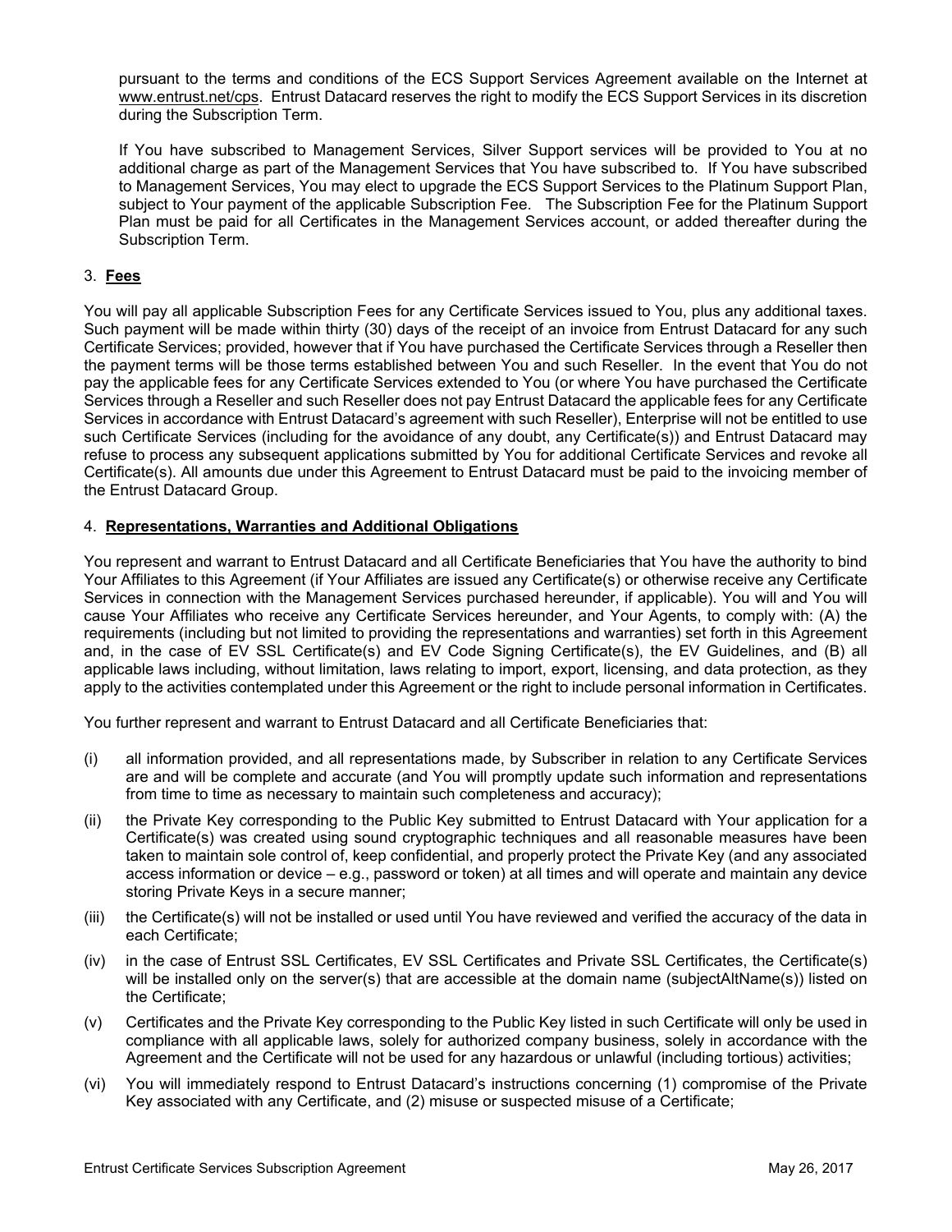pursuant to the terms and conditions of the ECS Support Services Agreement available on the Internet at www.entrust.net/cps. Entrust Datacard reserves the right to modify the ECS Support Services in its discretion during the Subscription Term.

If You have subscribed to Management Services, Silver Support services will be provided to You at no additional charge as part of the Management Services that You have subscribed to. If You have subscribed to Management Services, You may elect to upgrade the ECS Support Services to the Platinum Support Plan, subject to Your payment of the applicable Subscription Fee. The Subscription Fee for the Platinum Support Plan must be paid for all Certificates in the Management Services account, or added thereafter during the Subscription Term.

## 3. Fees

You will pay all applicable Subscription Fees for any Certificate Services issued to You, plus any additional taxes. Such payment will be made within thirty (30) days of the receipt of an invoice from Entrust Datacard for any such Certificate Services; provided, however that if You have purchased the Certificate Services through a Reseller then the payment terms will be those terms established between You and such Reseller. In the event that You do not pay the applicable fees for any Certificate Services extended to You (or where You have purchased the Certificate Services through a Reseller and such Reseller does not pay Entrust Datacard the applicable fees for any Certificate Services in accordance with Entrust Datacard's agreement with such Reseller), Enterprise will not be entitled to use such Certificate Services (including for the avoidance of any doubt, any Certificate(s)) and Entrust Datacard may refuse to process any subsequent applications submitted by You for additional Certificate Services and revoke all Certificate(s). All amounts due under this Agreement to Entrust Datacard must be paid to the invoicing member of the Entrust Datacard Group.

## 4. Representations, Warranties and Additional Obligations

You represent and warrant to Entrust Datacard and all Certificate Beneficiaries that You have the authority to bind Your Affiliates to this Agreement (if Your Affiliates are issued any Certificate(s) or otherwise receive any Certificate Services in connection with the Management Services purchased hereunder, if applicable). You will and You will cause Your Affiliates who receive any Certificate Services hereunder, and Your Agents, to comply with: (A) the requirements (including but not limited to providing the representations and warranties) set forth in this Agreement and, in the case of EV SSL Certificate(s) and EV Code Signing Certificate(s), the EV Guidelines, and (B) all applicable laws including, without limitation, laws relating to import, export, licensing, and data protection, as they apply to the activities contemplated under this Agreement or the right to include personal information in Certificates.

You further represent and warrant to Entrust Datacard and all Certificate Beneficiaries that:

(i) all information provided, and all representations made, by Subscriber in relation to any Certificate Services are and will be complete and accurate (and You will promptly update such information and representations from time to time as necessary to maintain such completeness and accuracy);

(ii) the Private Key corresponding to the Public Key submitted to Entrust Datacard with Your application for a Certificate(s) was created using sound cryptographic techniques and all reasonable measures have been taken to maintain sole control of, keep confidential, and properly protect the Private Key (and any associated access information or device – e.g., password or token) at all times and will operate and maintain any device storing Private Keys in a secure manner;

(iii) the Certificate(s) will not be installed or used until You have reviewed and verified the accuracy of the data in each Certificate;

(iv) in the case of Entrust SSL Certificates, EV SSL Certificates and Private SSL Certificates, the Certificate(s) will be installed only on the server(s) that are accessible at the domain name (subjectAltName(s)) listed on the Certificate;

(v) Certificates and the Private Key corresponding to the Public Key listed in such Certificate will only be used in compliance with all applicable laws, solely for authorized company business, solely in accordance with the Agreement and the Certificate will not be used for any hazardous or unlawful (including tortious) activities;

(vi) You will immediately respond to Entrust Datacard's instructions concerning (1) compromise of the Private Key associated with any Certificate, and (2) misuse or suspected misuse of a Certificate;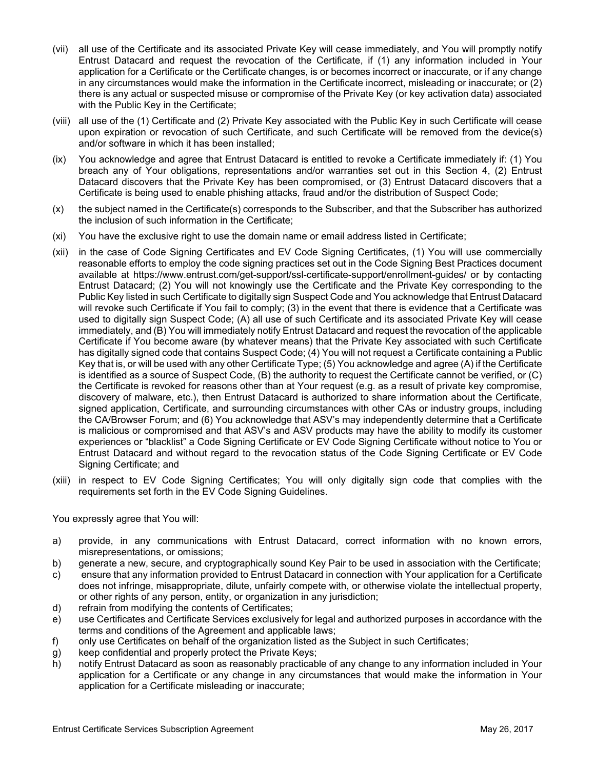(vii) all use of the Certificate and its associated Private Key will cease immediately, and You will promptly notify Entrust Datacard and request the revocation of the Certificate, if (1) any information included in Your application for a Certificate or the Certificate changes, is or becomes incorrect or inaccurate, or if any change in any circumstances would make the information in the Certificate incorrect, misleading or inaccurate; or (2) there is any actual or suspected misuse or compromise of the Private Key (or key activation data) associated with the Public Key in the Certificate;

(viii) all use of the (1) Certificate and (2) Private Key associated with the Public Key in such Certificate will cease upon expiration or revocation of such Certificate, and such Certificate will be removed from the device(s) and/or software in which it has been installed;

(ix) You acknowledge and agree that Entrust Datacard is entitled to revoke a Certificate immediately if: (1) You breach any of Your obligations, representations and/or warranties set out in this Section 4, (2) Entrust Datacard discovers that the Private Key has been compromised, or (3) Entrust Datacard discovers that a Certificate is being used to enable phishing attacks, fraud and/or the distribution of Suspect Code;

(x) the subject named in the Certificate(s) corresponds to the Subscriber, and that the Subscriber has authorized the inclusion of such information in the Certificate;

(xi) You have the exclusive right to use the domain name or email address listed in Certificate;

(xii) in the case of Code Signing Certificates and EV Code Signing Certificates, (1) You will use commercially reasonable efforts to employ the code signing practices set out in the Code Signing Best Practices document available at https://www.entrust.com/get-support/ssl-certificate-support/enrollment-guides/ or by contacting Entrust Datacard; (2) You will not knowingly use the Certificate and the Private Key corresponding to the Public Key listed in such Certificate to digitally sign Suspect Code and You acknowledge that Entrust Datacard will revoke such Certificate if You fail to comply; (3) in the event that there is evidence that a Certificate was used to digitally sign Suspect Code; (A) all use of such Certificate and its associated Private Key will cease immediately, and (B) You will immediately notify Entrust Datacard and request the revocation of the applicable Certificate if You become aware (by whatever means) that the Private Key associated with such Certificate has digitally signed code that contains Suspect Code; (4) You will not request a Certificate containing a Public Key that is, or will be used with any other Certificate Type; (5) You acknowledge and agree (A) if the Certificate is identified as a source of Suspect Code, (B) the authority to request the Certificate cannot be verified, or (C) the Certificate is revoked for reasons other than at Your request (e.g. as a result of private key compromise, discovery of malware, etc.), then Entrust Datacard is authorized to share information about the Certificate, signed application, Certificate, and surrounding circumstances with other CAs or industry groups, including the CA/Browser Forum; and (6) You acknowledge that ASV's may independently determine that a Certificate is malicious or compromised and that ASV's and ASV products may have the ability to modify its customer experiences or "blacklist" a Code Signing Certificate or EV Code Signing Certificate without notice to You or Entrust Datacard and without regard to the revocation status of the Code Signing Certificate or EV Code Signing Certificate; and

(xiii) in respect to EV Code Signing Certificates; You will only digitally sign code that complies with the requirements set forth in the EV Code Signing Guidelines.

You expressly agree that You will:

a) provide, in any communications with Entrust Datacard, correct information with no known errors, misrepresentations, or omissions;
b) generate a new, secure, and cryptographically sound Key Pair to be used in association with the Certificate;
c) ensure that any information provided to Entrust Datacard in connection with Your application for a Certificate does not infringe, misappropriate, dilute, unfairly compete with, or otherwise violate the intellectual property, or other rights of any person, entity, or organization in any jurisdiction;
d) refrain from modifying the contents of Certificates;
e) use Certificates and Certificate Services exclusively for legal and authorized purposes in accordance with the terms and conditions of the Agreement and applicable laws;
f) only use Certificates on behalf of the organization listed as the Subject in such Certificates;
g) keep confidential and properly protect the Private Keys;
h) notify Entrust Datacard as soon as reasonably practicable of any change to any information included in Your application for a Certificate or any change in any circumstances that would make the information in Your application for a Certificate misleading or inaccurate;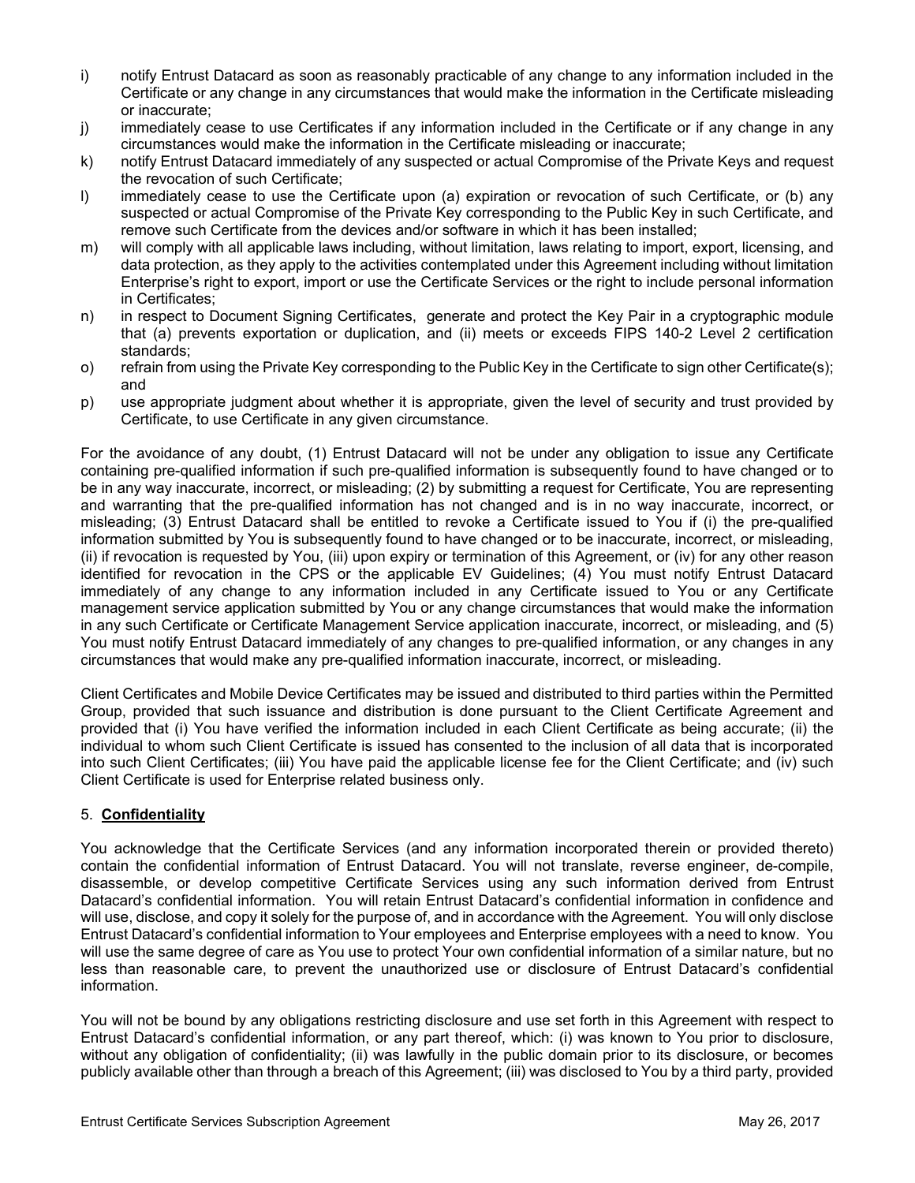i) notify Entrust Datacard as soon as reasonably practicable of any change to any information included in the Certificate or any change in any circumstances that would make the information in the Certificate misleading or inaccurate;
j) immediately cease to use Certificates if any information included in the Certificate or if any change in any circumstances would make the information in the Certificate misleading or inaccurate;
k) notify Entrust Datacard immediately of any suspected or actual Compromise of the Private Keys and request the revocation of such Certificate;
l) immediately cease to use the Certificate upon (a) expiration or revocation of such Certificate, or (b) any suspected or actual Compromise of the Private Key corresponding to the Public Key in such Certificate, and remove such Certificate from the devices and/or software in which it has been installed;
m) will comply with all applicable laws including, without limitation, laws relating to import, export, licensing, and data protection, as they apply to the activities contemplated under this Agreement including without limitation Enterprise's right to export, import or use the Certificate Services or the right to include personal information in Certificates;
n) in respect to Document Signing Certificates, generate and protect the Key Pair in a cryptographic module that (a) prevents exportation or duplication, and (ii) meets or exceeds FIPS 140-2 Level 2 certification standards;
o) refrain from using the Private Key corresponding to the Public Key in the Certificate to sign other Certificate(s); and
p) use appropriate judgment about whether it is appropriate, given the level of security and trust provided by Certificate, to use Certificate in any given circumstance.

For the avoidance of any doubt, (1) Entrust Datacard will not be under any obligation to issue any Certificate containing pre-qualified information if such pre-qualified information is subsequently found to have changed or to be in any way inaccurate, incorrect, or misleading; (2) by submitting a request for Certificate, You are representing and warranting that the pre-qualified information has not changed and is in no way inaccurate, incorrect, or misleading; (3) Entrust Datacard shall be entitled to revoke a Certificate issued to You if (i) the pre-qualified information submitted by You is subsequently found to have changed or to be inaccurate, incorrect, or misleading, (ii) if revocation is requested by You, (iii) upon expiry or termination of this Agreement, or (iv) for any other reason identified for revocation in the CPS or the applicable EV Guidelines; (4) You must notify Entrust Datacard immediately of any change to any information included in any Certificate issued to You or any Certificate management service application submitted by You or any change circumstances that would make the information in any such Certificate or Certificate Management Service application inaccurate, incorrect, or misleading, and (5) You must notify Entrust Datacard immediately of any changes to pre-qualified information, or any changes in any circumstances that would make any pre-qualified information inaccurate, incorrect, or misleading.

Client Certificates and Mobile Device Certificates may be issued and distributed to third parties within the Permitted Group, provided that such issuance and distribution is done pursuant to the Client Certificate Agreement and provided that (i) You have verified the information included in each Client Certificate as being accurate; (ii) the individual to whom such Client Certificate is issued has consented to the inclusion of all data that is incorporated into such Client Certificates; (iii) You have paid the applicable license fee for the Client Certificate; and (iv) such Client Certificate is used for Enterprise related business only.

## 5. **Confidentiality**

You acknowledge that the Certificate Services (and any information incorporated therein or provided thereto) contain the confidential information of Entrust Datacard. You will not translate, reverse engineer, de-compile, disassemble, or develop competitive Certificate Services using any such information derived from Entrust Datacard's confidential information. You will retain Entrust Datacard's confidential information in confidence and will use, disclose, and copy it solely for the purpose of, and in accordance with the Agreement. You will only disclose Entrust Datacard's confidential information to Your employees and Enterprise employees with a need to know. You will use the same degree of care as You use to protect Your own confidential information of a similar nature, but no less than reasonable care, to prevent the unauthorized use or disclosure of Entrust Datacard's confidential information.

You will not be bound by any obligations restricting disclosure and use set forth in this Agreement with respect to Entrust Datacard's confidential information, or any part thereof, which: (i) was known to You prior to disclosure, without any obligation of confidentiality; (ii) was lawfully in the public domain prior to its disclosure, or becomes publicly available other than through a breach of this Agreement; (iii) was disclosed to You by a third party, provided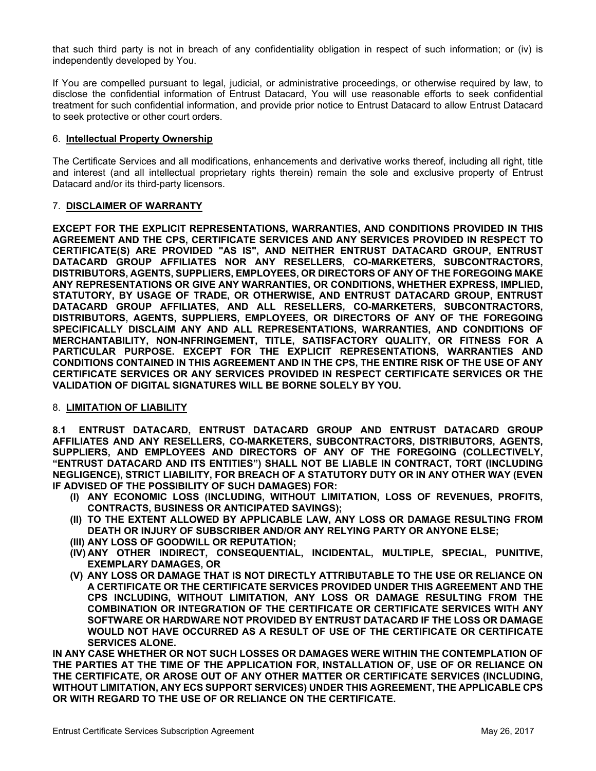that such third party is not in breach of any confidentiality obligation in respect of such information; or (iv) is independently developed by You.

If You are compelled pursuant to legal, judicial, or administrative proceedings, or otherwise required by law, to disclose the confidential information of Entrust Datacard, You will use reasonable efforts to seek confidential treatment for such confidential information, and provide prior notice to Entrust Datacard to allow Entrust Datacard to seek protective or other court orders.

## 6. Intellectual Property Ownership

The Certificate Services and all modifications, enhancements and derivative works thereof, including all right, title and interest (and all intellectual proprietary rights therein) remain the sole and exclusive property of Entrust Datacard and/or its third-party licensors.

## 7. DISCLAIMER OF WARRANTY

**EXCEPT FOR THE EXPLICIT REPRESENTATIONS, WARRANTIES, AND CONDITIONS PROVIDED IN THIS AGREEMENT AND THE CPS, CERTIFICATE SERVICES AND ANY SERVICES PROVIDED IN RESPECT TO CERTIFICATE(S) ARE PROVIDED "AS IS", AND NEITHER ENTRUST DATACARD GROUP, ENTRUST DATACARD GROUP AFFILIATES NOR ANY RESELLERS, CO-MARKETERS, SUBCONTRACTORS, DISTRIBUTORS, AGENTS, SUPPLIERS, EMPLOYEES, OR DIRECTORS OF ANY OF THE FOREGOING MAKE ANY REPRESENTATIONS OR GIVE ANY WARRANTIES, OR CONDITIONS, WHETHER EXPRESS, IMPLIED, STATUTORY, BY USAGE OF TRADE, OR OTHERWISE, AND ENTRUST DATACARD GROUP, ENTRUST DATACARD GROUP AFFILIATES, AND ALL RESELLERS, CO-MARKETERS, SUBCONTRACTORS, DISTRIBUTORS, AGENTS, SUPPLIERS, EMPLOYEES, OR DIRECTORS OF ANY OF THE FOREGOING SPECIFICALLY DISCLAIM ANY AND ALL REPRESENTATIONS, WARRANTIES, AND CONDITIONS OF MERCHANTABILITY, NON-INFRINGEMENT, TITLE, SATISFACTORY QUALITY, OR FITNESS FOR A PARTICULAR PURPOSE. EXCEPT FOR THE EXPLICIT REPRESENTATIONS, WARRANTIES AND CONDITIONS CONTAINED IN THIS AGREEMENT AND IN THE CPS, THE ENTIRE RISK OF THE USE OF ANY CERTIFICATE SERVICES OR ANY SERVICES PROVIDED IN RESPECT CERTIFICATE SERVICES OR THE VALIDATION OF DIGITAL SIGNATURES WILL BE BORNE SOLELY BY YOU.**

## 8. LIMITATION OF LIABILITY

**8.1 ENTRUST DATACARD, ENTRUST DATACARD GROUP AND ENTRUST DATACARD GROUP AFFILIATES AND ANY RESELLERS, CO-MARKETERS, SUBCONTRACTORS, DISTRIBUTORS, AGENTS, SUPPLIERS, AND EMPLOYEES AND DIRECTORS OF ANY OF THE FOREGOING (COLLECTIVELY, "ENTRUST DATACARD AND ITS ENTITIES") SHALL NOT BE LIABLE IN CONTRACT, TORT (INCLUDING NEGLIGENCE), STRICT LIABILITY, FOR BREACH OF A STATUTORY DUTY OR IN ANY OTHER WAY (EVEN IF ADVISED OF THE POSSIBILITY OF SUCH DAMAGES) FOR:**

- **(I) ANY ECONOMIC LOSS (INCLUDING, WITHOUT LIMITATION, LOSS OF REVENUES, PROFITS, CONTRACTS, BUSINESS OR ANTICIPATED SAVINGS);**
- **(II) TO THE EXTENT ALLOWED BY APPLICABLE LAW, ANY LOSS OR DAMAGE RESULTING FROM DEATH OR INJURY OF SUBSCRIBER AND/OR ANY RELYING PARTY OR ANYONE ELSE;**
- **(III) ANY LOSS OF GOODWILL OR REPUTATION;**
- **(IV) ANY OTHER INDIRECT, CONSEQUENTIAL, INCIDENTAL, MULTIPLE, SPECIAL, PUNITIVE, EXEMPLARY DAMAGES, OR**
- **(V) ANY LOSS OR DAMAGE THAT IS NOT DIRECTLY ATTRIBUTABLE TO THE USE OR RELIANCE ON A CERTIFICATE OR THE CERTIFICATE SERVICES PROVIDED UNDER THIS AGREEMENT AND THE CPS INCLUDING, WITHOUT LIMITATION, ANY LOSS OR DAMAGE RESULTING FROM THE COMBINATION OR INTEGRATION OF THE CERTIFICATE OR CERTIFICATE SERVICES WITH ANY SOFTWARE OR HARDWARE NOT PROVIDED BY ENTRUST DATACARD IF THE LOSS OR DAMAGE WOULD NOT HAVE OCCURRED AS A RESULT OF USE OF THE CERTIFICATE OR CERTIFICATE SERVICES ALONE.**

**IN ANY CASE WHETHER OR NOT SUCH LOSSES OR DAMAGES WERE WITHIN THE CONTEMPLATION OF THE PARTIES AT THE TIME OF THE APPLICATION FOR, INSTALLATION OF, USE OF OR RELIANCE ON THE CERTIFICATE, OR AROSE OUT OF ANY OTHER MATTER OR CERTIFICATE SERVICES (INCLUDING, WITHOUT LIMITATION, ANY ECS SUPPORT SERVICES) UNDER THIS AGREEMENT, THE APPLICABLE CPS OR WITH REGARD TO THE USE OF OR RELIANCE ON THE CERTIFICATE.**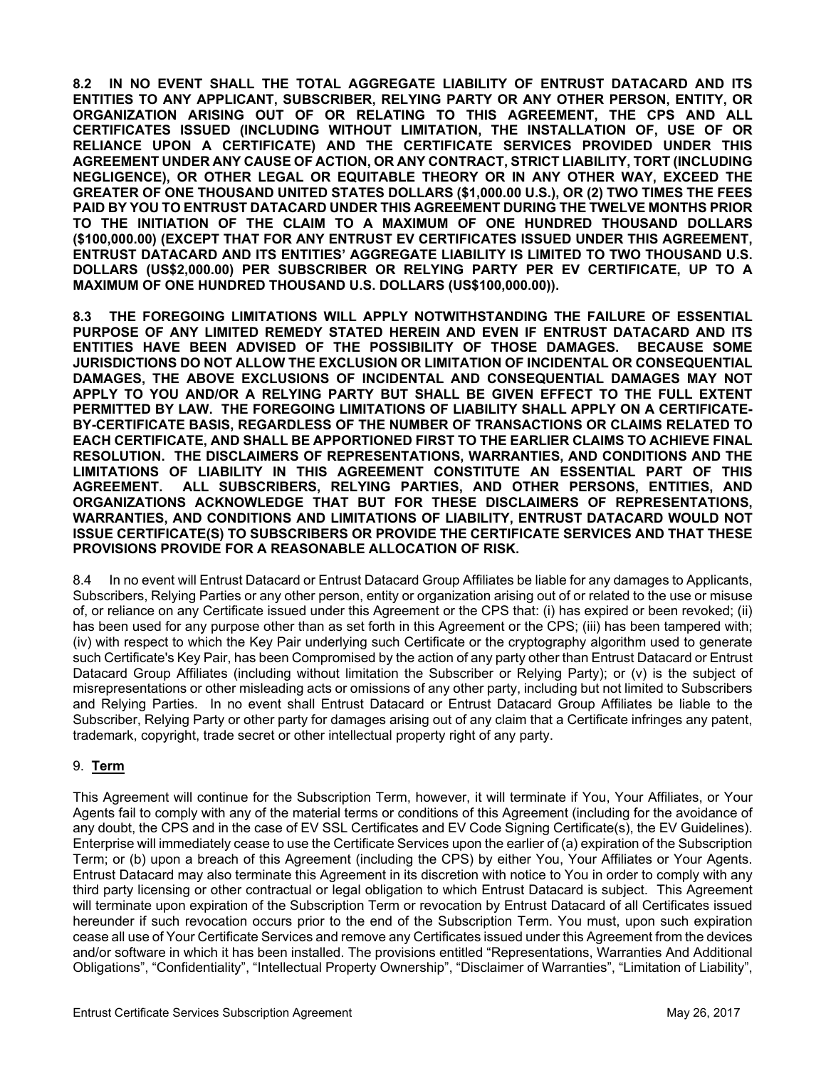**8.2 IN NO EVENT SHALL THE TOTAL AGGREGATE LIABILITY OF ENTRUST DATACARD AND ITS ENTITIES TO ANY APPLICANT, SUBSCRIBER, RELYING PARTY OR ANY OTHER PERSON, ENTITY, OR ORGANIZATION ARISING OUT OF OR RELATING TO THIS AGREEMENT, THE CPS AND ALL CERTIFICATES ISSUED (INCLUDING WITHOUT LIMITATION, THE INSTALLATION OF, USE OF OR RELIANCE UPON A CERTIFICATE) AND THE CERTIFICATE SERVICES PROVIDED UNDER THIS AGREEMENT UNDER ANY CAUSE OF ACTION, OR ANY CONTRACT, STRICT LIABILITY, TORT (INCLUDING NEGLIGENCE), OR OTHER LEGAL OR EQUITABLE THEORY OR IN ANY OTHER WAY, EXCEED THE GREATER OF ONE THOUSAND UNITED STATES DOLLARS ($1,000.00 U.S.), OR (2) TWO TIMES THE FEES PAID BY YOU TO ENTRUST DATACARD UNDER THIS AGREEMENT DURING THE TWELVE MONTHS PRIOR TO THE INITIATION OF THE CLAIM TO A MAXIMUM OF ONE HUNDRED THOUSAND DOLLARS ($100,000.00) (EXCEPT THAT FOR ANY ENTRUST EV CERTIFICATES ISSUED UNDER THIS AGREEMENT, ENTRUST DATACARD AND ITS ENTITIES' AGGREGATE LIABILITY IS LIMITED TO TWO THOUSAND U.S. DOLLARS (US$2,000.00) PER SUBSCRIBER OR RELYING PARTY PER EV CERTIFICATE, UP TO A MAXIMUM OF ONE HUNDRED THOUSAND U.S. DOLLARS (US$100,000.00)).**

**8.3 THE FOREGOING LIMITATIONS WILL APPLY NOTWITHSTANDING THE FAILURE OF ESSENTIAL PURPOSE OF ANY LIMITED REMEDY STATED HEREIN AND EVEN IF ENTRUST DATACARD AND ITS ENTITIES HAVE BEEN ADVISED OF THE POSSIBILITY OF THOSE DAMAGES. BECAUSE SOME JURISDICTIONS DO NOT ALLOW THE EXCLUSION OR LIMITATION OF INCIDENTAL OR CONSEQUENTIAL DAMAGES, THE ABOVE EXCLUSIONS OF INCIDENTAL AND CONSEQUENTIAL DAMAGES MAY NOT APPLY TO YOU AND/OR A RELYING PARTY BUT SHALL BE GIVEN EFFECT TO THE FULL EXTENT PERMITTED BY LAW. THE FOREGOING LIMITATIONS OF LIABILITY SHALL APPLY ON A CERTIFICATE-BY-CERTIFICATE BASIS, REGARDLESS OF THE NUMBER OF TRANSACTIONS OR CLAIMS RELATED TO EACH CERTIFICATE, AND SHALL BE APPORTIONED FIRST TO THE EARLIER CLAIMS TO ACHIEVE FINAL RESOLUTION. THE DISCLAIMERS OF REPRESENTATIONS, WARRANTIES, AND CONDITIONS AND THE LIMITATIONS OF LIABILITY IN THIS AGREEMENT CONSTITUTE AN ESSENTIAL PART OF THIS AGREEMENT. ALL SUBSCRIBERS, RELYING PARTIES, AND OTHER PERSONS, ENTITIES, AND ORGANIZATIONS ACKNOWLEDGE THAT BUT FOR THESE DISCLAIMERS OF REPRESENTATIONS, WARRANTIES, AND CONDITIONS AND LIMITATIONS OF LIABILITY, ENTRUST DATACARD WOULD NOT ISSUE CERTIFICATE(S) TO SUBSCRIBERS OR PROVIDE THE CERTIFICATE SERVICES AND THAT THESE PROVISIONS PROVIDE FOR A REASONABLE ALLOCATION OF RISK.**

8.4 In no event will Entrust Datacard or Entrust Datacard Group Affiliates be liable for any damages to Applicants, Subscribers, Relying Parties or any other person, entity or organization arising out of or related to the use or misuse of, or reliance on any Certificate issued under this Agreement or the CPS that: (i) has expired or been revoked; (ii) has been used for any purpose other than as set forth in this Agreement or the CPS; (iii) has been tampered with; (iv) with respect to which the Key Pair underlying such Certificate or the cryptography algorithm used to generate such Certificate's Key Pair, has been Compromised by the action of any party other than Entrust Datacard or Entrust Datacard Group Affiliates (including without limitation the Subscriber or Relying Party); or (v) is the subject of misrepresentations or other misleading acts or omissions of any other party, including but not limited to Subscribers and Relying Parties. In no event shall Entrust Datacard or Entrust Datacard Group Affiliates be liable to the Subscriber, Relying Party or other party for damages arising out of any claim that a Certificate infringes any patent, trademark, copyright, trade secret or other intellectual property right of any party.

## 9. **Term**

This Agreement will continue for the Subscription Term, however, it will terminate if You, Your Affiliates, or Your Agents fail to comply with any of the material terms or conditions of this Agreement (including for the avoidance of any doubt, the CPS and in the case of EV SSL Certificates and EV Code Signing Certificate(s), the EV Guidelines). Enterprise will immediately cease to use the Certificate Services upon the earlier of (a) expiration of the Subscription Term; or (b) upon a breach of this Agreement (including the CPS) by either You, Your Affiliates or Your Agents. Entrust Datacard may also terminate this Agreement in its discretion with notice to You in order to comply with any third party licensing or other contractual or legal obligation to which Entrust Datacard is subject. This Agreement will terminate upon expiration of the Subscription Term or revocation by Entrust Datacard of all Certificates issued hereunder if such revocation occurs prior to the end of the Subscription Term. You must, upon such expiration cease all use of Your Certificate Services and remove any Certificates issued under this Agreement from the devices and/or software in which it has been installed. The provisions entitled "Representations, Warranties And Additional Obligations", "Confidentiality", "Intellectual Property Ownership", "Disclaimer of Warranties", "Limitation of Liability",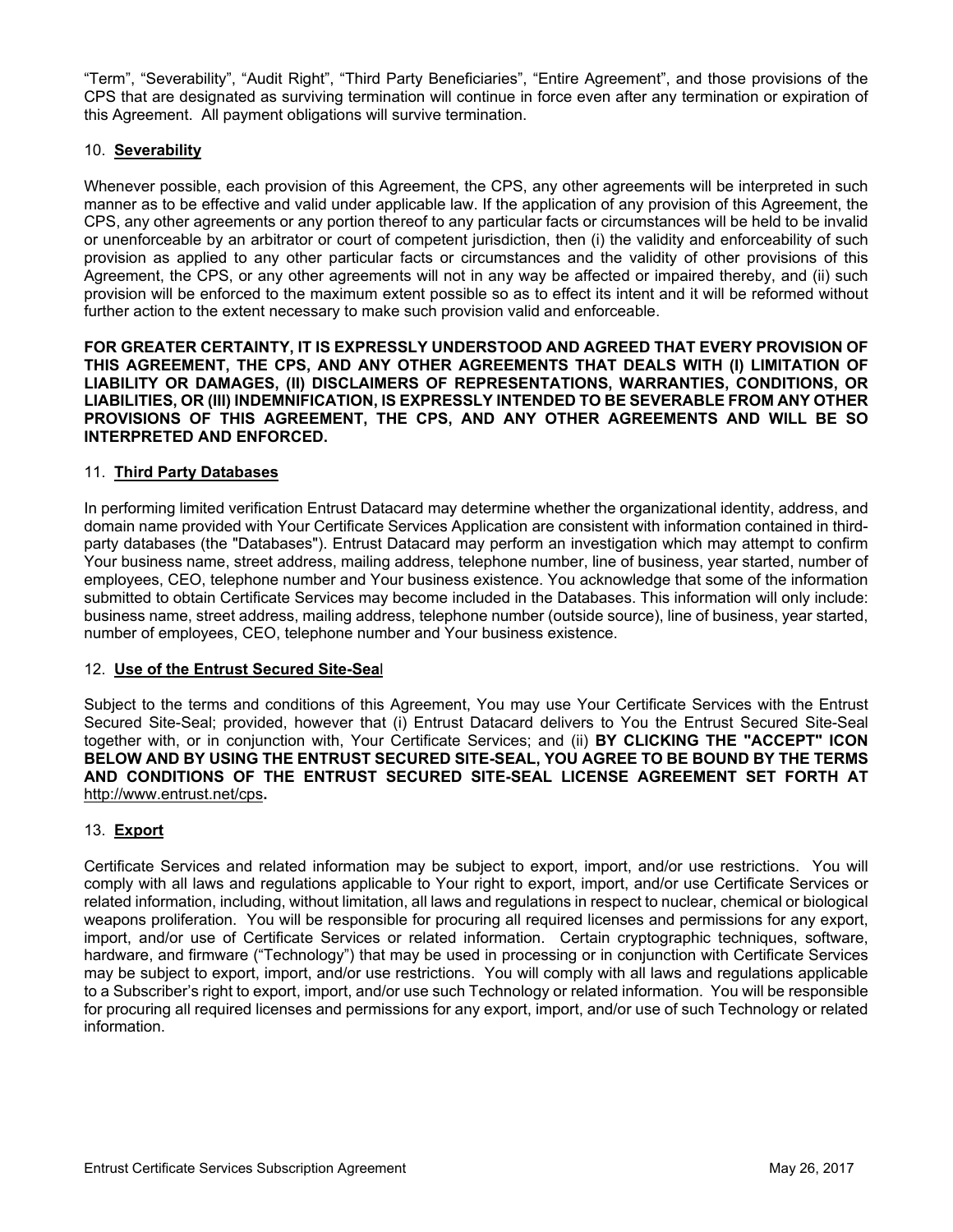"Term", "Severability", "Audit Right", "Third Party Beneficiaries", "Entire Agreement", and those provisions of the CPS that are designated as surviving termination will continue in force even after any termination or expiration of this Agreement. All payment obligations will survive termination.

10. **Severability**

Whenever possible, each provision of this Agreement, the CPS, any other agreements will be interpreted in such manner as to be effective and valid under applicable law. If the application of any provision of this Agreement, the CPS, any other agreements or any portion thereof to any particular facts or circumstances will be held to be invalid or unenforceable by an arbitrator or court of competent jurisdiction, then (i) the validity and enforceability of such provision as applied to any other particular facts or circumstances and the validity of other provisions of this Agreement, the CPS, or any other agreements will not in any way be affected or impaired thereby, and (ii) such provision will be enforced to the maximum extent possible so as to effect its intent and it will be reformed without further action to the extent necessary to make such provision valid and enforceable.

**FOR GREATER CERTAINTY, IT IS EXPRESSLY UNDERSTOOD AND AGREED THAT EVERY PROVISION OF THIS AGREEMENT, THE CPS, AND ANY OTHER AGREEMENTS THAT DEALS WITH (I) LIMITATION OF LIABILITY OR DAMAGES, (II) DISCLAIMERS OF REPRESENTATIONS, WARRANTIES, CONDITIONS, OR LIABILITIES, OR (III) INDEMNIFICATION, IS EXPRESSLY INTENDED TO BE SEVERABLE FROM ANY OTHER PROVISIONS OF THIS AGREEMENT, THE CPS, AND ANY OTHER AGREEMENTS AND WILL BE SO INTERPRETED AND ENFORCED.**

11. **Third Party Databases**

In performing limited verification Entrust Datacard may determine whether the organizational identity, address, and domain name provided with Your Certificate Services Application are consistent with information contained in third-party databases (the "Databases"). Entrust Datacard may perform an investigation which may attempt to confirm Your business name, street address, mailing address, telephone number, line of business, year started, number of employees, CEO, telephone number and Your business existence. You acknowledge that some of the information submitted to obtain Certificate Services may become included in the Databases. This information will only include: business name, street address, mailing address, telephone number (outside source), line of business, year started, number of employees, CEO, telephone number and Your business existence.

12. **Use of the Entrust Secured Site-Seal**

Subject to the terms and conditions of this Agreement, You may use Your Certificate Services with the Entrust Secured Site-Seal; provided, however that (i) Entrust Datacard delivers to You the Entrust Secured Site-Seal together with, or in conjunction with, Your Certificate Services; and (ii) **BY CLICKING THE "ACCEPT" ICON BELOW AND BY USING THE ENTRUST SECURED SITE-SEAL, YOU AGREE TO BE BOUND BY THE TERMS AND CONDITIONS OF THE ENTRUST SECURED SITE-SEAL LICENSE AGREEMENT SET FORTH AT** http://www.entrust.net/cps**.**

13. **Export**

Certificate Services and related information may be subject to export, import, and/or use restrictions. You will comply with all laws and regulations applicable to Your right to export, import, and/or use Certificate Services or related information, including, without limitation, all laws and regulations in respect to nuclear, chemical or biological weapons proliferation. You will be responsible for procuring all required licenses and permissions for any export, import, and/or use of Certificate Services or related information. Certain cryptographic techniques, software, hardware, and firmware ("Technology") that may be used in processing or in conjunction with Certificate Services may be subject to export, import, and/or use restrictions. You will comply with all laws and regulations applicable to a Subscriber's right to export, import, and/or use such Technology or related information. You will be responsible for procuring all required licenses and permissions for any export, import, and/or use of such Technology or related information.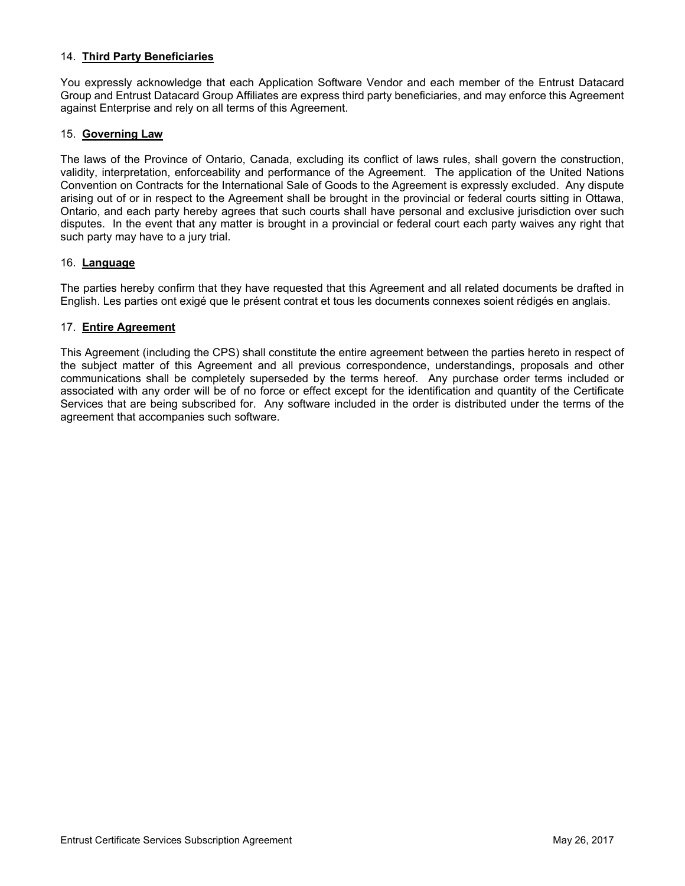## 14. **Third Party Beneficiaries**

You expressly acknowledge that each Application Software Vendor and each member of the Entrust Datacard Group and Entrust Datacard Group Affiliates are express third party beneficiaries, and may enforce this Agreement against Enterprise and rely on all terms of this Agreement.

## 15. **Governing Law**

The laws of the Province of Ontario, Canada, excluding its conflict of laws rules, shall govern the construction, validity, interpretation, enforceability and performance of the Agreement. The application of the United Nations Convention on Contracts for the International Sale of Goods to the Agreement is expressly excluded. Any dispute arising out of or in respect to the Agreement shall be brought in the provincial or federal courts sitting in Ottawa, Ontario, and each party hereby agrees that such courts shall have personal and exclusive jurisdiction over such disputes. In the event that any matter is brought in a provincial or federal court each party waives any right that such party may have to a jury trial.

## 16. **Language**

The parties hereby confirm that they have requested that this Agreement and all related documents be drafted in English. Les parties ont exigé que le présent contrat et tous les documents connexes soient rédigés en anglais.

## 17. **Entire Agreement**

This Agreement (including the CPS) shall constitute the entire agreement between the parties hereto in respect of the subject matter of this Agreement and all previous correspondence, understandings, proposals and other communications shall be completely superseded by the terms hereof. Any purchase order terms included or associated with any order will be of no force or effect except for the identification and quantity of the Certificate Services that are being subscribed for. Any software included in the order is distributed under the terms of the agreement that accompanies such software.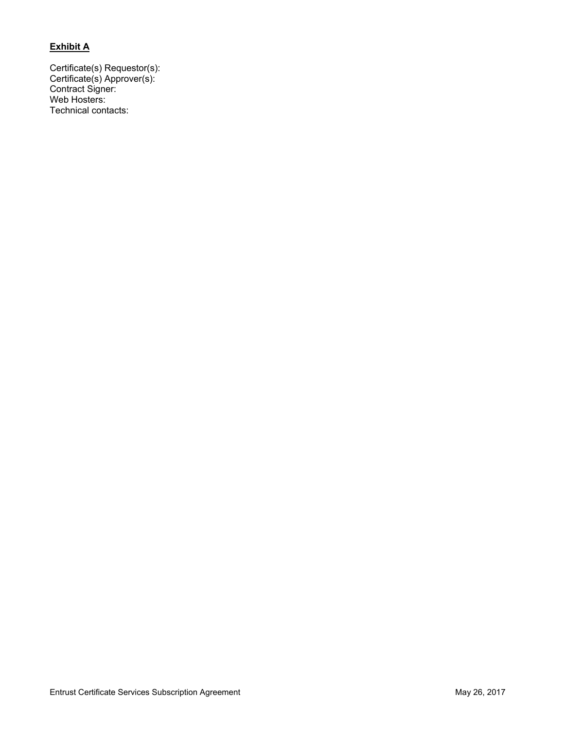**Exhibit A**

Certificate(s) Requestor(s):
Certificate(s) Approver(s):
Contract Signer:
Web Hosters:
Technical contacts: